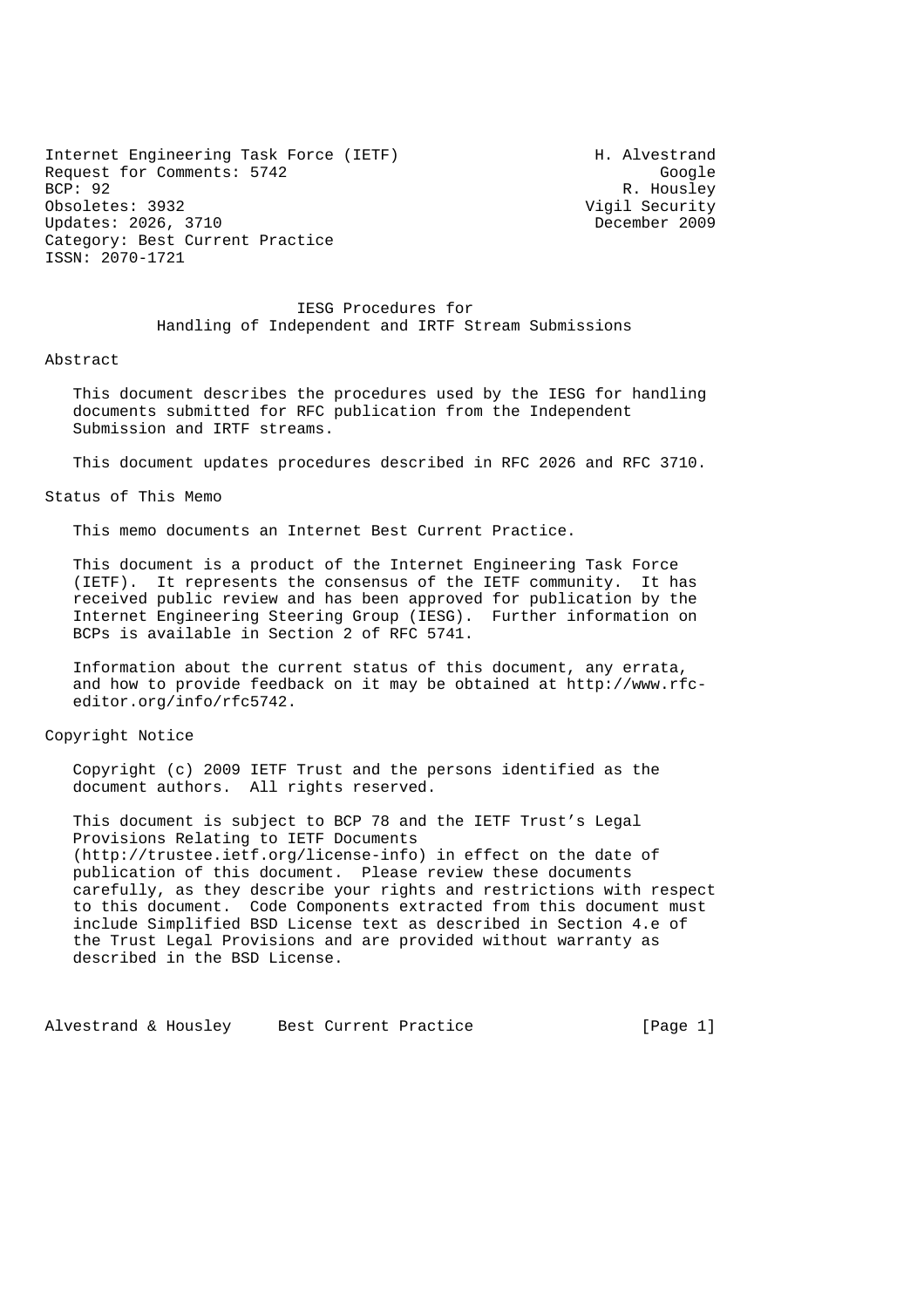Internet Engineering Task Force (IETF) H. Alvestrand
Request for Comments: 5742 Google
BCP: 92 R. Housley
Obsoletes: 3932 Vigil Security
Updates: 2026, 3710 December 2009
Category: Best Current Practice
ISSN: 2070-1721

# IESG Procedures for Handling of Independent and IRTF Stream Submissions

## Abstract

This document describes the procedures used by the IESG for handling documents submitted for RFC publication from the Independent Submission and IRTF streams.

This document updates procedures described in RFC 2026 and RFC 3710.

## Status of This Memo

This memo documents an Internet Best Current Practice.

This document is a product of the Internet Engineering Task Force (IETF). It represents the consensus of the IETF community. It has received public review and has been approved for publication by the Internet Engineering Steering Group (IESG). Further information on BCPs is available in Section 2 of RFC 5741.

Information about the current status of this document, any errata, and how to provide feedback on it may be obtained at http://www.rfc-editor.org/info/rfc5742.

## Copyright Notice

Copyright (c) 2009 IETF Trust and the persons identified as the document authors. All rights reserved.

This document is subject to BCP 78 and the IETF Trust's Legal Provisions Relating to IETF Documents (http://trustee.ietf.org/license-info) in effect on the date of publication of this document. Please review these documents carefully, as they describe your rights and restrictions with respect to this document. Code Components extracted from this document must include Simplified BSD License text as described in Section 4.e of the Trust Legal Provisions and are provided without warranty as described in the BSD License.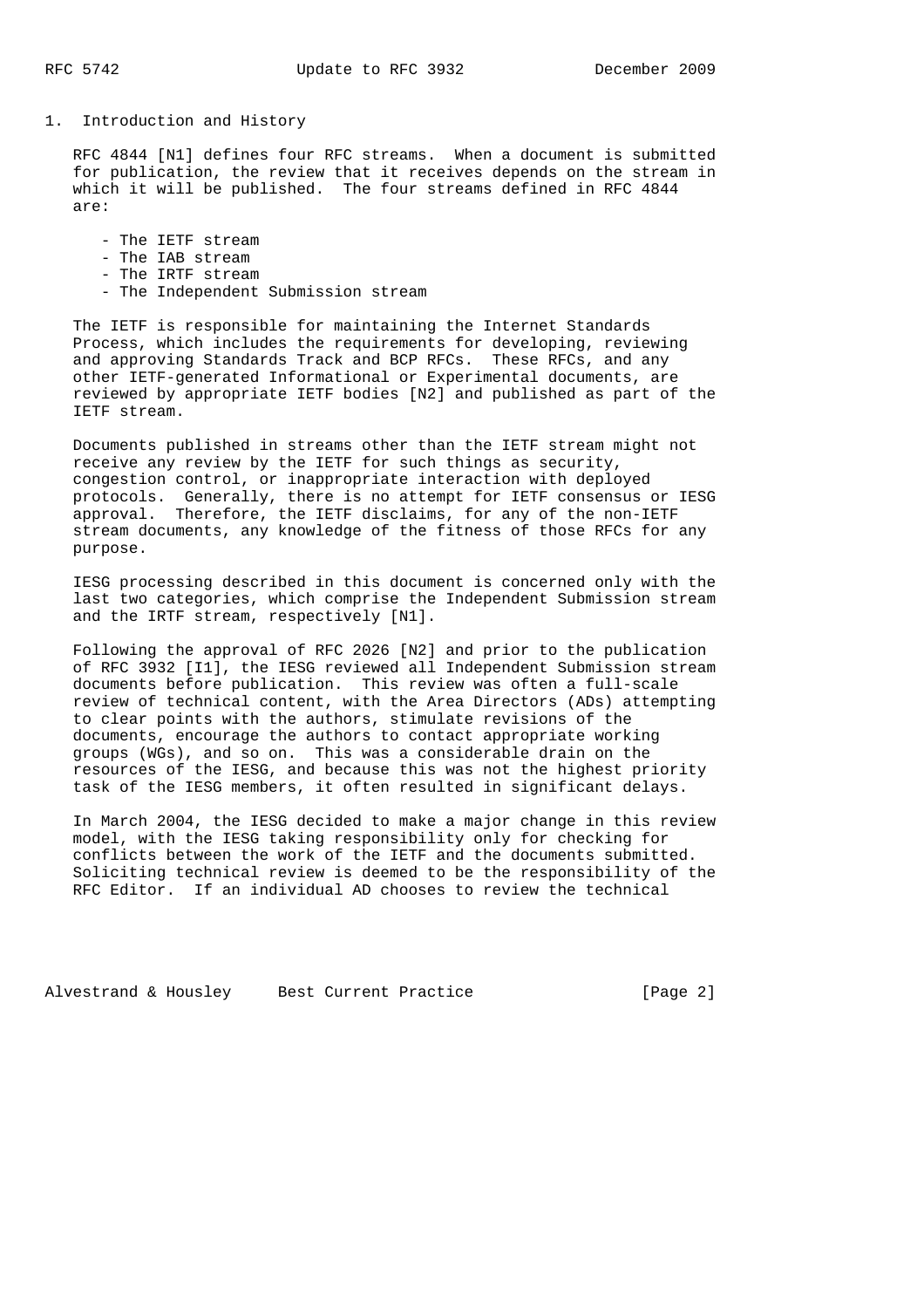## 1. Introduction and History

RFC 4844 [N1] defines four RFC streams. When a document is submitted for publication, the review that it receives depends on the stream in which it will be published. The four streams defined in RFC 4844 are:

- The IETF stream
- The IAB stream
- The IRTF stream
- The Independent Submission stream

The IETF is responsible for maintaining the Internet Standards Process, which includes the requirements for developing, reviewing and approving Standards Track and BCP RFCs. These RFCs, and any other IETF-generated Informational or Experimental documents, are reviewed by appropriate IETF bodies [N2] and published as part of the IETF stream.

Documents published in streams other than the IETF stream might not receive any review by the IETF for such things as security, congestion control, or inappropriate interaction with deployed protocols. Generally, there is no attempt for IETF consensus or IESG approval. Therefore, the IETF disclaims, for any of the non-IETF stream documents, any knowledge of the fitness of those RFCs for any purpose.

IESG processing described in this document is concerned only with the last two categories, which comprise the Independent Submission stream and the IRTF stream, respectively [N1].

Following the approval of RFC 2026 [N2] and prior to the publication of RFC 3932 [I1], the IESG reviewed all Independent Submission stream documents before publication. This review was often a full-scale review of technical content, with the Area Directors (ADs) attempting to clear points with the authors, stimulate revisions of the documents, encourage the authors to contact appropriate working groups (WGs), and so on. This was a considerable drain on the resources of the IESG, and because this was not the highest priority task of the IESG members, it often resulted in significant delays.

In March 2004, the IESG decided to make a major change in this review model, with the IESG taking responsibility only for checking for conflicts between the work of the IETF and the documents submitted. Soliciting technical review is deemed to be the responsibility of the RFC Editor. If an individual AD chooses to review the technical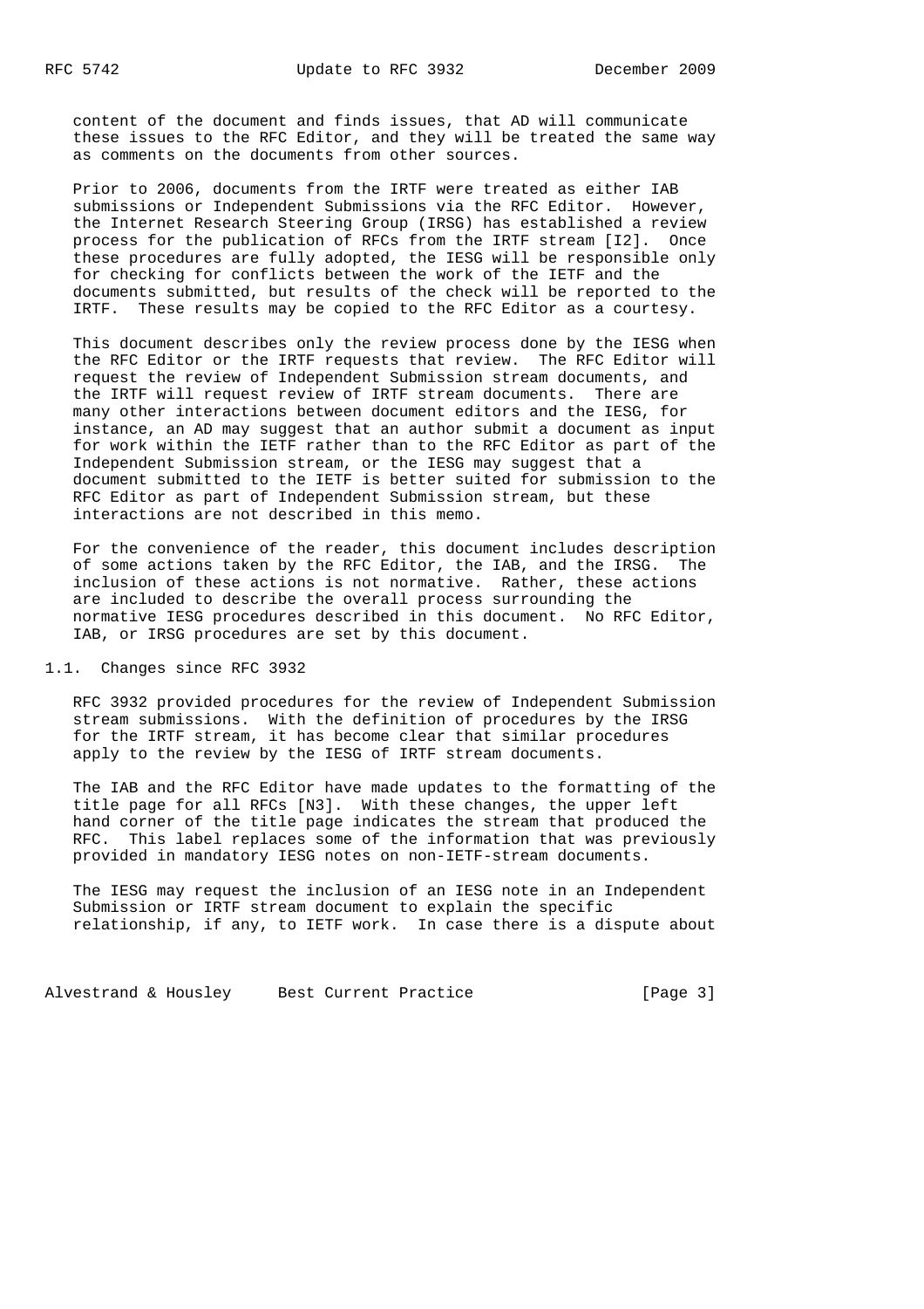content of the document and finds issues, that AD will communicate these issues to the RFC Editor, and they will be treated the same way as comments on the documents from other sources.

Prior to 2006, documents from the IRTF were treated as either IAB submissions or Independent Submissions via the RFC Editor. However, the Internet Research Steering Group (IRSG) has established a review process for the publication of RFCs from the IRTF stream [I2]. Once these procedures are fully adopted, the IESG will be responsible only for checking for conflicts between the work of the IETF and the documents submitted, but results of the check will be reported to the IRTF. These results may be copied to the RFC Editor as a courtesy.

This document describes only the review process done by the IESG when the RFC Editor or the IRTF requests that review. The RFC Editor will request the review of Independent Submission stream documents, and the IRTF will request review of IRTF stream documents. There are many other interactions between document editors and the IESG, for instance, an AD may suggest that an author submit a document as input for work within the IETF rather than to the RFC Editor as part of the Independent Submission stream, or the IESG may suggest that a document submitted to the IETF is better suited for submission to the RFC Editor as part of Independent Submission stream, but these interactions are not described in this memo.

For the convenience of the reader, this document includes description of some actions taken by the RFC Editor, the IAB, and the IRSG. The inclusion of these actions is not normative. Rather, these actions are included to describe the overall process surrounding the normative IESG procedures described in this document. No RFC Editor, IAB, or IRSG procedures are set by this document.

## 1.1. Changes since RFC 3932

RFC 3932 provided procedures for the review of Independent Submission stream submissions. With the definition of procedures by the IRSG for the IRTF stream, it has become clear that similar procedures apply to the review by the IESG of IRTF stream documents.

The IAB and the RFC Editor have made updates to the formatting of the title page for all RFCs [N3]. With these changes, the upper left hand corner of the title page indicates the stream that produced the RFC. This label replaces some of the information that was previously provided in mandatory IESG notes on non-IETF-stream documents.

The IESG may request the inclusion of an IESG note in an Independent Submission or IRTF stream document to explain the specific relationship, if any, to IETF work. In case there is a dispute about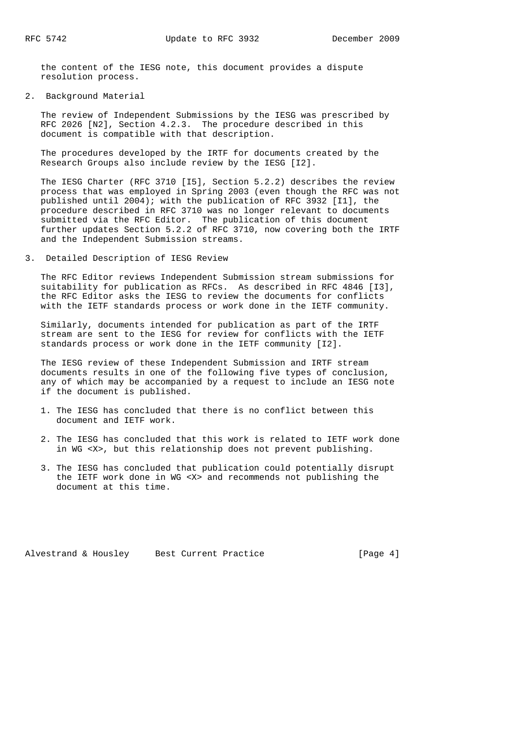the content of the IESG note, this document provides a dispute resolution process.

## 2. Background Material

The review of Independent Submissions by the IESG was prescribed by RFC 2026 [N2], Section 4.2.3. The procedure described in this document is compatible with that description.

The procedures developed by the IRTF for documents created by the Research Groups also include review by the IESG [I2].

The IESG Charter (RFC 3710 [I5], Section 5.2.2) describes the review process that was employed in Spring 2003 (even though the RFC was not published until 2004); with the publication of RFC 3932 [I1], the procedure described in RFC 3710 was no longer relevant to documents submitted via the RFC Editor. The publication of this document further updates Section 5.2.2 of RFC 3710, now covering both the IRTF and the Independent Submission streams.

## 3. Detailed Description of IESG Review

The RFC Editor reviews Independent Submission stream submissions for suitability for publication as RFCs. As described in RFC 4846 [I3], the RFC Editor asks the IESG to review the documents for conflicts with the IETF standards process or work done in the IETF community.

Similarly, documents intended for publication as part of the IRTF stream are sent to the IESG for review for conflicts with the IETF standards process or work done in the IETF community [I2].

The IESG review of these Independent Submission and IRTF stream documents results in one of the following five types of conclusion, any of which may be accompanied by a request to include an IESG note if the document is published.

1. The IESG has concluded that there is no conflict between this document and IETF work.

2. The IESG has concluded that this work is related to IETF work done in WG <X>, but this relationship does not prevent publishing.

3. The IESG has concluded that publication could potentially disrupt the IETF work done in WG <X> and recommends not publishing the document at this time.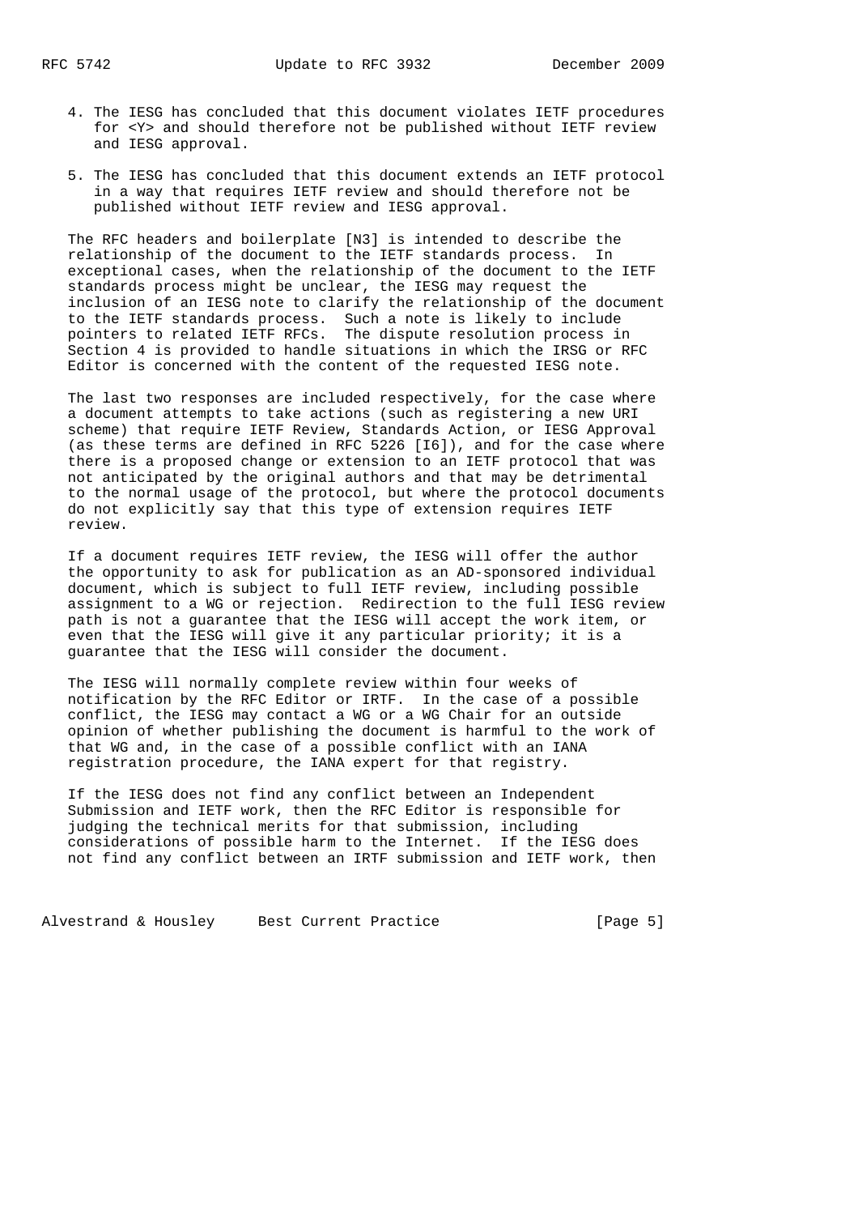4. The IESG has concluded that this document violates IETF procedures for <Y> and should therefore not be published without IETF review and IESG approval.

5. The IESG has concluded that this document extends an IETF protocol in a way that requires IETF review and should therefore not be published without IETF review and IESG approval.

The RFC headers and boilerplate [N3] is intended to describe the relationship of the document to the IETF standards process. In exceptional cases, when the relationship of the document to the IETF standards process might be unclear, the IESG may request the inclusion of an IESG note to clarify the relationship of the document to the IETF standards process. Such a note is likely to include pointers to related IETF RFCs. The dispute resolution process in Section 4 is provided to handle situations in which the IRSG or RFC Editor is concerned with the content of the requested IESG note.

The last two responses are included respectively, for the case where a document attempts to take actions (such as registering a new URI scheme) that require IETF Review, Standards Action, or IESG Approval (as these terms are defined in RFC 5226 [I6]), and for the case where there is a proposed change or extension to an IETF protocol that was not anticipated by the original authors and that may be detrimental to the normal usage of the protocol, but where the protocol documents do not explicitly say that this type of extension requires IETF review.

If a document requires IETF review, the IESG will offer the author the opportunity to ask for publication as an AD-sponsored individual document, which is subject to full IETF review, including possible assignment to a WG or rejection. Redirection to the full IESG review path is not a guarantee that the IESG will accept the work item, or even that the IESG will give it any particular priority; it is a guarantee that the IESG will consider the document.

The IESG will normally complete review within four weeks of notification by the RFC Editor or IRTF. In the case of a possible conflict, the IESG may contact a WG or a WG Chair for an outside opinion of whether publishing the document is harmful to the work of that WG and, in the case of a possible conflict with an IANA registration procedure, the IANA expert for that registry.

If the IESG does not find any conflict between an Independent Submission and IETF work, then the RFC Editor is responsible for judging the technical merits for that submission, including considerations of possible harm to the Internet. If the IESG does not find any conflict between an IRTF submission and IETF work, then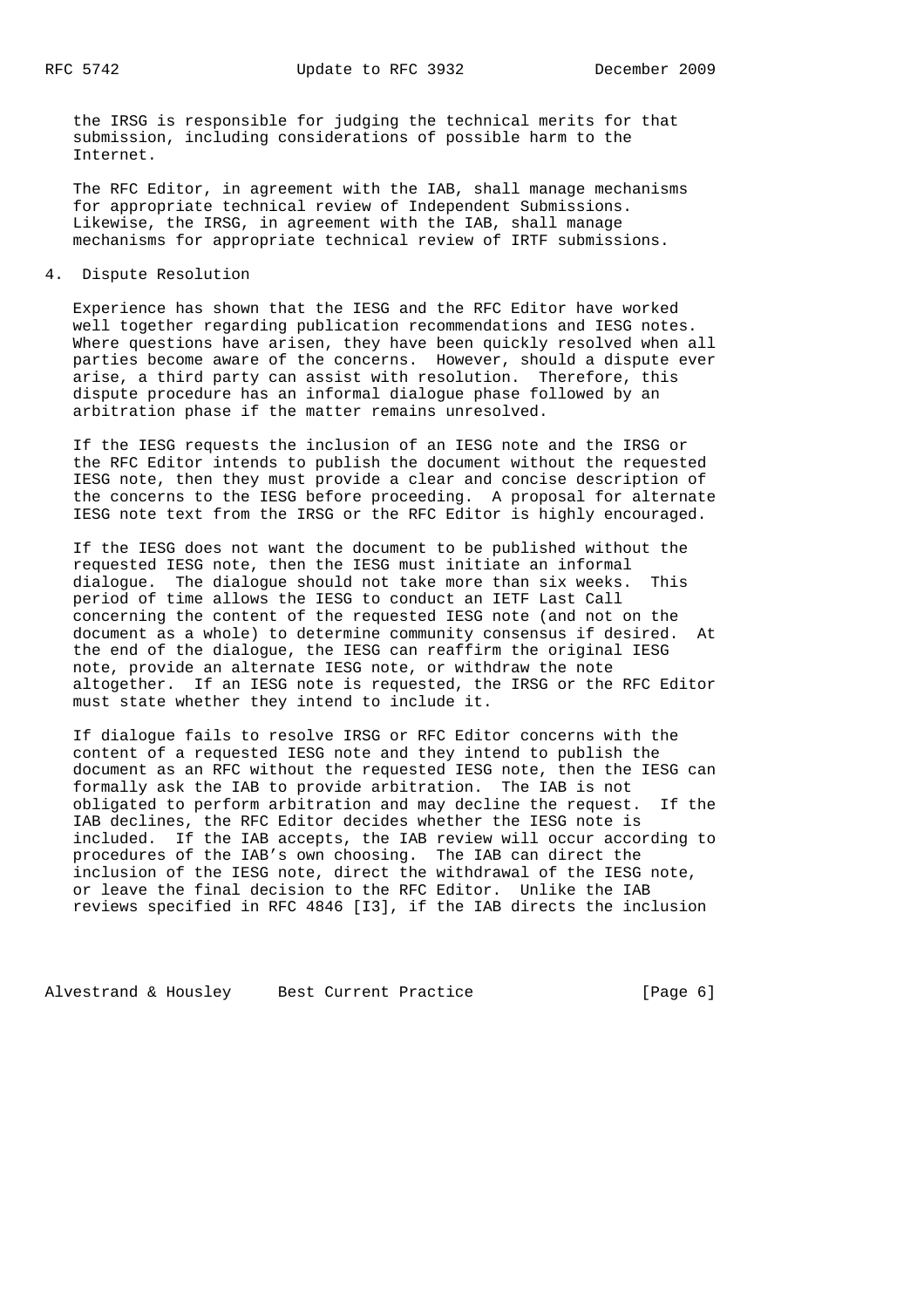the IRSG is responsible for judging the technical merits for that submission, including considerations of possible harm to the Internet.

The RFC Editor, in agreement with the IAB, shall manage mechanisms for appropriate technical review of Independent Submissions. Likewise, the IRSG, in agreement with the IAB, shall manage mechanisms for appropriate technical review of IRTF submissions.

## 4. Dispute Resolution

Experience has shown that the IESG and the RFC Editor have worked well together regarding publication recommendations and IESG notes. Where questions have arisen, they have been quickly resolved when all parties become aware of the concerns. However, should a dispute ever arise, a third party can assist with resolution. Therefore, this dispute procedure has an informal dialogue phase followed by an arbitration phase if the matter remains unresolved.

If the IESG requests the inclusion of an IESG note and the IRSG or the RFC Editor intends to publish the document without the requested IESG note, then they must provide a clear and concise description of the concerns to the IESG before proceeding. A proposal for alternate IESG note text from the IRSG or the RFC Editor is highly encouraged.

If the IESG does not want the document to be published without the requested IESG note, then the IESG must initiate an informal dialogue. The dialogue should not take more than six weeks. This period of time allows the IESG to conduct an IETF Last Call concerning the content of the requested IESG note (and not on the document as a whole) to determine community consensus if desired. At the end of the dialogue, the IESG can reaffirm the original IESG note, provide an alternate IESG note, or withdraw the note altogether. If an IESG note is requested, the IRSG or the RFC Editor must state whether they intend to include it.

If dialogue fails to resolve IRSG or RFC Editor concerns with the content of a requested IESG note and they intend to publish the document as an RFC without the requested IESG note, then the IESG can formally ask the IAB to provide arbitration. The IAB is not obligated to perform arbitration and may decline the request. If the IAB declines, the RFC Editor decides whether the IESG note is included. If the IAB accepts, the IAB review will occur according to procedures of the IAB's own choosing. The IAB can direct the inclusion of the IESG note, direct the withdrawal of the IESG note, or leave the final decision to the RFC Editor. Unlike the IAB reviews specified in RFC 4846 [I3], if the IAB directs the inclusion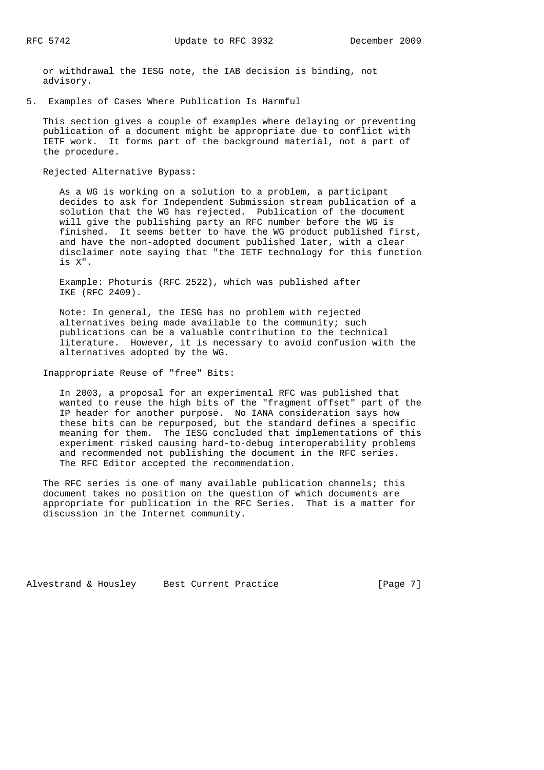or withdrawal the IESG note, the IAB decision is binding, not advisory.

## 5. Examples of Cases Where Publication Is Harmful

This section gives a couple of examples where delaying or preventing publication of a document might be appropriate due to conflict with IETF work. It forms part of the background material, not a part of the procedure.

Rejected Alternative Bypass:

> As a WG is working on a solution to a problem, a participant decides to ask for Independent Submission stream publication of a solution that the WG has rejected. Publication of the document will give the publishing party an RFC number before the WG is finished. It seems better to have the WG product published first, and have the non-adopted document published later, with a clear disclaimer note saying that "the IETF technology for this function is X".
>
> Example: Photuris (RFC 2522), which was published after IKE (RFC 2409).
>
> Note: In general, the IESG has no problem with rejected alternatives being made available to the community; such publications can be a valuable contribution to the technical literature. However, it is necessary to avoid confusion with the alternatives adopted by the WG.

Inappropriate Reuse of "free" Bits:

> In 2003, a proposal for an experimental RFC was published that wanted to reuse the high bits of the "fragment offset" part of the IP header for another purpose. No IANA consideration says how these bits can be repurposed, but the standard defines a specific meaning for them. The IESG concluded that implementations of this experiment risked causing hard-to-debug interoperability problems and recommended not publishing the document in the RFC series. The RFC Editor accepted the recommendation.

The RFC series is one of many available publication channels; this document takes no position on the question of which documents are appropriate for publication in the RFC Series. That is a matter for discussion in the Internet community.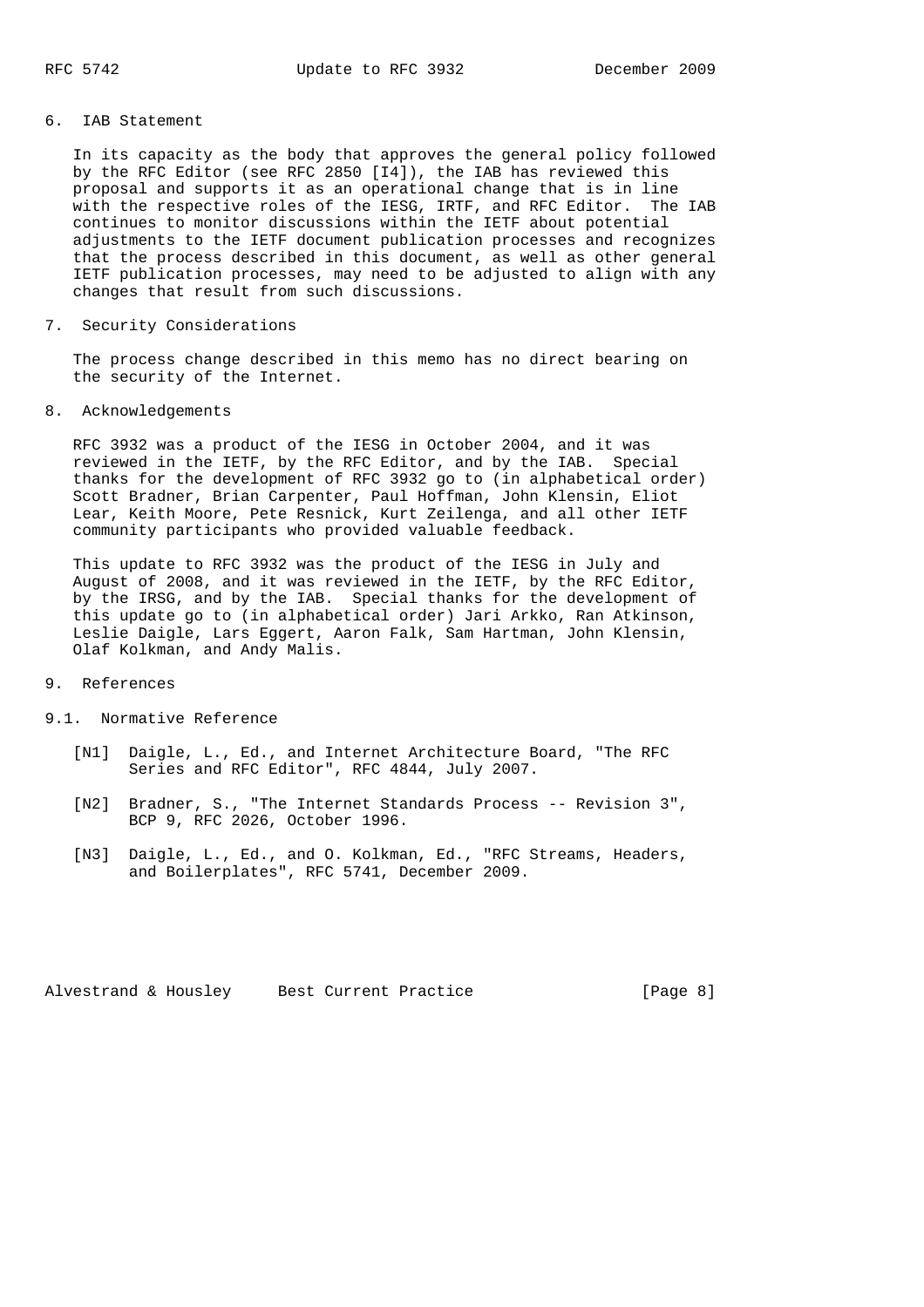## 6. IAB Statement

In its capacity as the body that approves the general policy followed by the RFC Editor (see RFC 2850 [I4]), the IAB has reviewed this proposal and supports it as an operational change that is in line with the respective roles of the IESG, IRTF, and RFC Editor. The IAB continues to monitor discussions within the IETF about potential adjustments to the IETF document publication processes and recognizes that the process described in this document, as well as other general IETF publication processes, may need to be adjusted to align with any changes that result from such discussions.

## 7. Security Considerations

The process change described in this memo has no direct bearing on the security of the Internet.

## 8. Acknowledgements

RFC 3932 was a product of the IESG in October 2004, and it was reviewed in the IETF, by the RFC Editor, and by the IAB. Special thanks for the development of RFC 3932 go to (in alphabetical order) Scott Bradner, Brian Carpenter, Paul Hoffman, John Klensin, Eliot Lear, Keith Moore, Pete Resnick, Kurt Zeilenga, and all other IETF community participants who provided valuable feedback.

This update to RFC 3932 was the product of the IESG in July and August of 2008, and it was reviewed in the IETF, by the RFC Editor, by the IRSG, and by the IAB. Special thanks for the development of this update go to (in alphabetical order) Jari Arkko, Ran Atkinson, Leslie Daigle, Lars Eggert, Aaron Falk, Sam Hartman, John Klensin, Olaf Kolkman, and Andy Malis.

## 9. References

### 9.1. Normative Reference

[N1] Daigle, L., Ed., and Internet Architecture Board, "The RFC Series and RFC Editor", RFC 4844, July 2007.

[N2] Bradner, S., "The Internet Standards Process -- Revision 3", BCP 9, RFC 2026, October 1996.

[N3] Daigle, L., Ed., and O. Kolkman, Ed., "RFC Streams, Headers, and Boilerplates", RFC 5741, December 2009.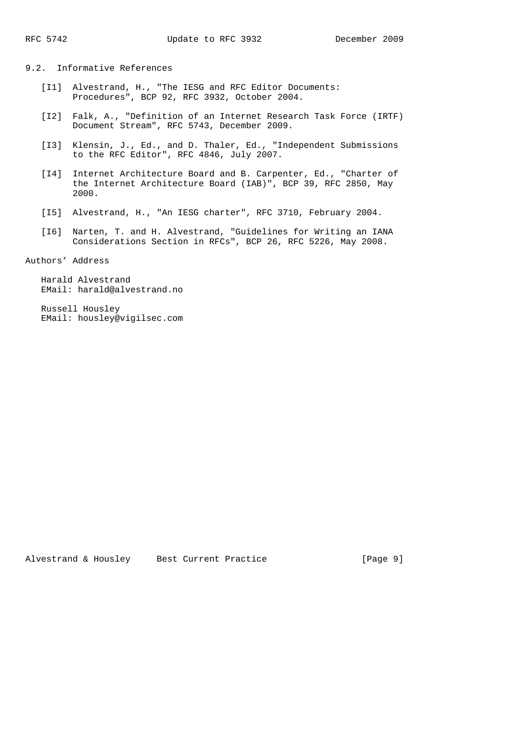### 9.2. Informative References

[I1] Alvestrand, H., "The IESG and RFC Editor Documents: Procedures", BCP 92, RFC 3932, October 2004.

[I2] Falk, A., "Definition of an Internet Research Task Force (IRTF) Document Stream", RFC 5743, December 2009.

[I3] Klensin, J., Ed., and D. Thaler, Ed., "Independent Submissions to the RFC Editor", RFC 4846, July 2007.

[I4] Internet Architecture Board and B. Carpenter, Ed., "Charter of the Internet Architecture Board (IAB)", BCP 39, RFC 2850, May 2000.

[I5] Alvestrand, H., "An IESG charter", RFC 3710, February 2004.

[I6] Narten, T. and H. Alvestrand, "Guidelines for Writing an IANA Considerations Section in RFCs", BCP 26, RFC 5226, May 2008.

## Authors' Address

Harald Alvestrand
EMail: harald@alvestrand.no

Russell Housley
EMail: housley@vigilsec.com